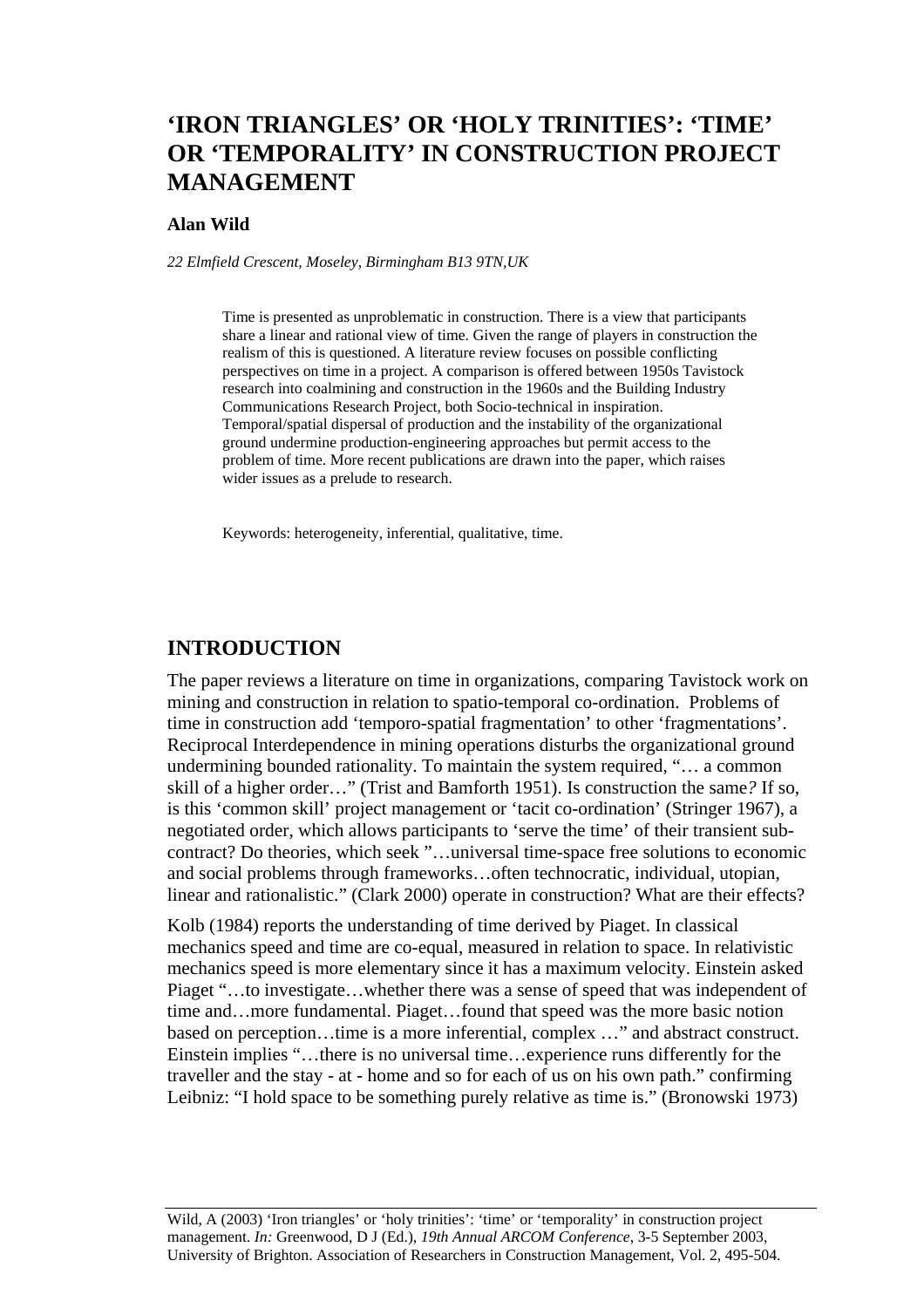# 'IRON TRIANGLES' OR 'HOLY TRINITIES': 'TIME' OR 'TEMPORALITY' IN CONSTRUCTION PROJECT MANAGEMENT

**Alan Wild**

*22 Elmfield Crescent, Moseley, Birmingham B13 9TN,UK*

Time is presented as unproblematic in construction. There is a view that participants share a linear and rational view of time. Given the range of players in construction the realism of this is questioned. A literature review focuses on possible conflicting perspectives on time in a project. A comparison is offered between 1950s Tavistock research into coalmining and construction in the 1960s and the Building Industry Communications Research Project, both Socio-technical in inspiration. Temporal/spatial dispersal of production and the instability of the organizational ground undermine production-engineering approaches but permit access to the problem of time. More recent publications are drawn into the paper, which raises wider issues as a prelude to research.

Keywords: heterogeneity, inferential, qualitative, time.

## INTRODUCTION

The paper reviews a literature on time in organizations, comparing Tavistock work on mining and construction in relation to spatio-temporal co-ordination. Problems of time in construction add 'temporo-spatial fragmentation' to other 'fragmentations'. Reciprocal Interdependence in mining operations disturbs the organizational ground undermining bounded rationality. To maintain the system required, "… a common skill of a higher order…" (Trist and Bamforth 1951). Is construction the same*?* If so, is this 'common skill' project management or 'tacit co-ordination' (Stringer 1967), a negotiated order, which allows participants to 'serve the time' of their transient sub-contract? Do theories, which seek "…universal time-space free solutions to economic and social problems through frameworks…often technocratic, individual, utopian, linear and rationalistic." (Clark 2000) operate in construction? What are their effects?

Kolb (1984) reports the understanding of time derived by Piaget. In classical mechanics speed and time are co-equal, measured in relation to space. In relativistic mechanics speed is more elementary since it has a maximum velocity. Einstein asked Piaget "…to investigate…whether there was a sense of speed that was independent of time and…more fundamental. Piaget…found that speed was the more basic notion based on perception…time is a more inferential, complex …" and abstract construct. Einstein implies "…there is no universal time…experience runs differently for the traveller and the stay - at - home and so for each of us on his own path." confirming Leibniz: "I hold space to be something purely relative as time is." (Bronowski 1973)

Wild, A (2003) 'Iron triangles' or 'holy trinities': 'time' or 'temporality' in construction project management. *In:* Greenwood, D J (Ed.), *19th Annual ARCOM Conference,* 3-5 September 2003, University of Brighton. Association of Researchers in Construction Management, Vol. 2, 495-504.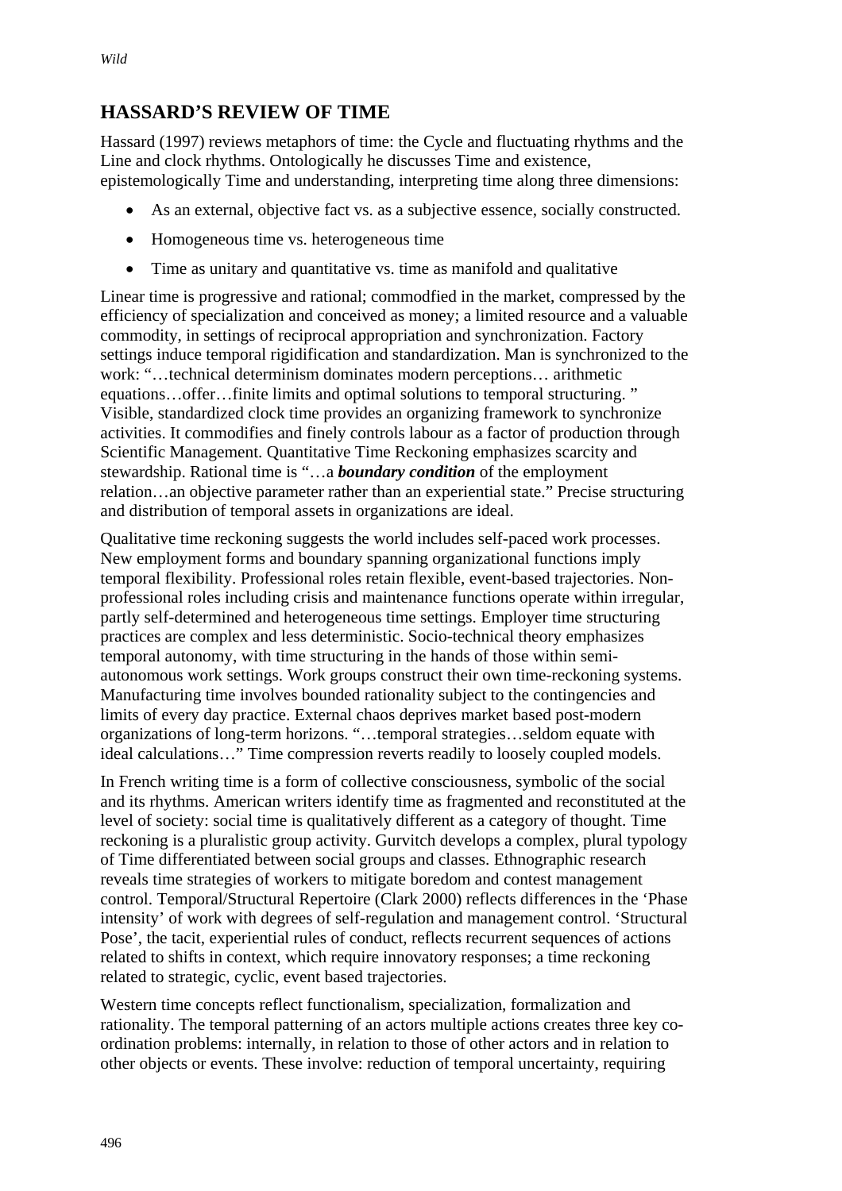## HASSARD'S REVIEW OF TIME

Hassard (1997) reviews metaphors of time: the Cycle and fluctuating rhythms and the Line and clock rhythms. Ontologically he discusses Time and existence, epistemologically Time and understanding, interpreting time along three dimensions:

- As an external, objective fact vs. as a subjective essence, socially constructed.
- Homogeneous time vs. heterogeneous time
- Time as unitary and quantitative vs. time as manifold and qualitative

Linear time is progressive and rational; commodfied in the market, compressed by the efficiency of specialization and conceived as money; a limited resource and a valuable commodity, in settings of reciprocal appropriation and synchronization. Factory settings induce temporal rigidification and standardization. Man is synchronized to the work: "…technical determinism dominates modern perceptions… arithmetic equations…offer…finite limits and optimal solutions to temporal structuring. " Visible, standardized clock time provides an organizing framework to synchronize activities. It commodifies and finely controls labour as a factor of production through Scientific Management. Quantitative Time Reckoning emphasizes scarcity and stewardship. Rational time is "…a ***boundary condition*** of the employment relation…an objective parameter rather than an experiential state." Precise structuring and distribution of temporal assets in organizations are ideal.

Qualitative time reckoning suggests the world includes self-paced work processes. New employment forms and boundary spanning organizational functions imply temporal flexibility. Professional roles retain flexible, event-based trajectories. Non-professional roles including crisis and maintenance functions operate within irregular, partly self-determined and heterogeneous time settings. Employer time structuring practices are complex and less deterministic. Socio-technical theory emphasizes temporal autonomy, with time structuring in the hands of those within semi-autonomous work settings. Work groups construct their own time-reckoning systems. Manufacturing time involves bounded rationality subject to the contingencies and limits of every day practice. External chaos deprives market based post-modern organizations of long-term horizons. "…temporal strategies…seldom equate with ideal calculations…" Time compression reverts readily to loosely coupled models.

In French writing time is a form of collective consciousness, symbolic of the social and its rhythms. American writers identify time as fragmented and reconstituted at the level of society: social time is qualitatively different as a category of thought. Time reckoning is a pluralistic group activity. Gurvitch develops a complex, plural typology of Time differentiated between social groups and classes. Ethnographic research reveals time strategies of workers to mitigate boredom and contest management control. Temporal/Structural Repertoire (Clark 2000) reflects differences in the 'Phase intensity' of work with degrees of self-regulation and management control. 'Structural Pose', the tacit, experiential rules of conduct, reflects recurrent sequences of actions related to shifts in context, which require innovatory responses; a time reckoning related to strategic, cyclic, event based trajectories.

Western time concepts reflect functionalism, specialization, formalization and rationality. The temporal patterning of an actors multiple actions creates three key co-ordination problems: internally, in relation to those of other actors and in relation to other objects or events. These involve: reduction of temporal uncertainty, requiring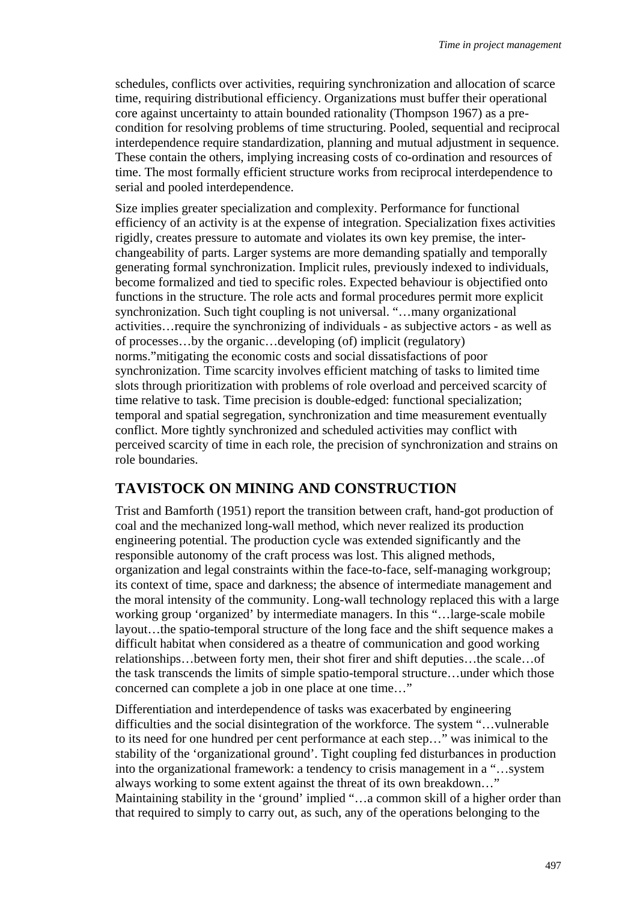schedules, conflicts over activities, requiring synchronization and allocation of scarce time, requiring distributional efficiency. Organizations must buffer their operational core against uncertainty to attain bounded rationality (Thompson 1967) as a pre-condition for resolving problems of time structuring. Pooled, sequential and reciprocal interdependence require standardization, planning and mutual adjustment in sequence. These contain the others, implying increasing costs of co-ordination and resources of time. The most formally efficient structure works from reciprocal interdependence to serial and pooled interdependence.

Size implies greater specialization and complexity. Performance for functional efficiency of an activity is at the expense of integration. Specialization fixes activities rigidly, creates pressure to automate and violates its own key premise, the inter-changeability of parts. Larger systems are more demanding spatially and temporally generating formal synchronization. Implicit rules, previously indexed to individuals, become formalized and tied to specific roles. Expected behaviour is objectified onto functions in the structure. The role acts and formal procedures permit more explicit synchronization. Such tight coupling is not universal. "…many organizational activities…require the synchronizing of individuals - as subjective actors - as well as of processes…by the organic…developing (of) implicit (regulatory) norms."mitigating the economic costs and social dissatisfactions of poor synchronization. Time scarcity involves efficient matching of tasks to limited time slots through prioritization with problems of role overload and perceived scarcity of time relative to task. Time precision is double-edged: functional specialization; temporal and spatial segregation, synchronization and time measurement eventually conflict. More tightly synchronized and scheduled activities may conflict with perceived scarcity of time in each role, the precision of synchronization and strains on role boundaries.

## TAVISTOCK ON MINING AND CONSTRUCTION

Trist and Bamforth (1951) report the transition between craft, hand-got production of coal and the mechanized long-wall method, which never realized its production engineering potential. The production cycle was extended significantly and the responsible autonomy of the craft process was lost. This aligned methods, organization and legal constraints within the face-to-face, self-managing workgroup; its context of time, space and darkness; the absence of intermediate management and the moral intensity of the community. Long-wall technology replaced this with a large working group 'organized' by intermediate managers. In this "…large-scale mobile layout…the spatio-temporal structure of the long face and the shift sequence makes a difficult habitat when considered as a theatre of communication and good working relationships…between forty men, their shot firer and shift deputies…the scale…of the task transcends the limits of simple spatio-temporal structure…under which those concerned can complete a job in one place at one time…"

Differentiation and interdependence of tasks was exacerbated by engineering difficulties and the social disintegration of the workforce. The system "…vulnerable to its need for one hundred per cent performance at each step…" was inimical to the stability of the 'organizational ground'. Tight coupling fed disturbances in production into the organizational framework: a tendency to crisis management in a "…system always working to some extent against the threat of its own breakdown…" Maintaining stability in the 'ground' implied "…a common skill of a higher order than that required to simply to carry out, as such, any of the operations belonging to the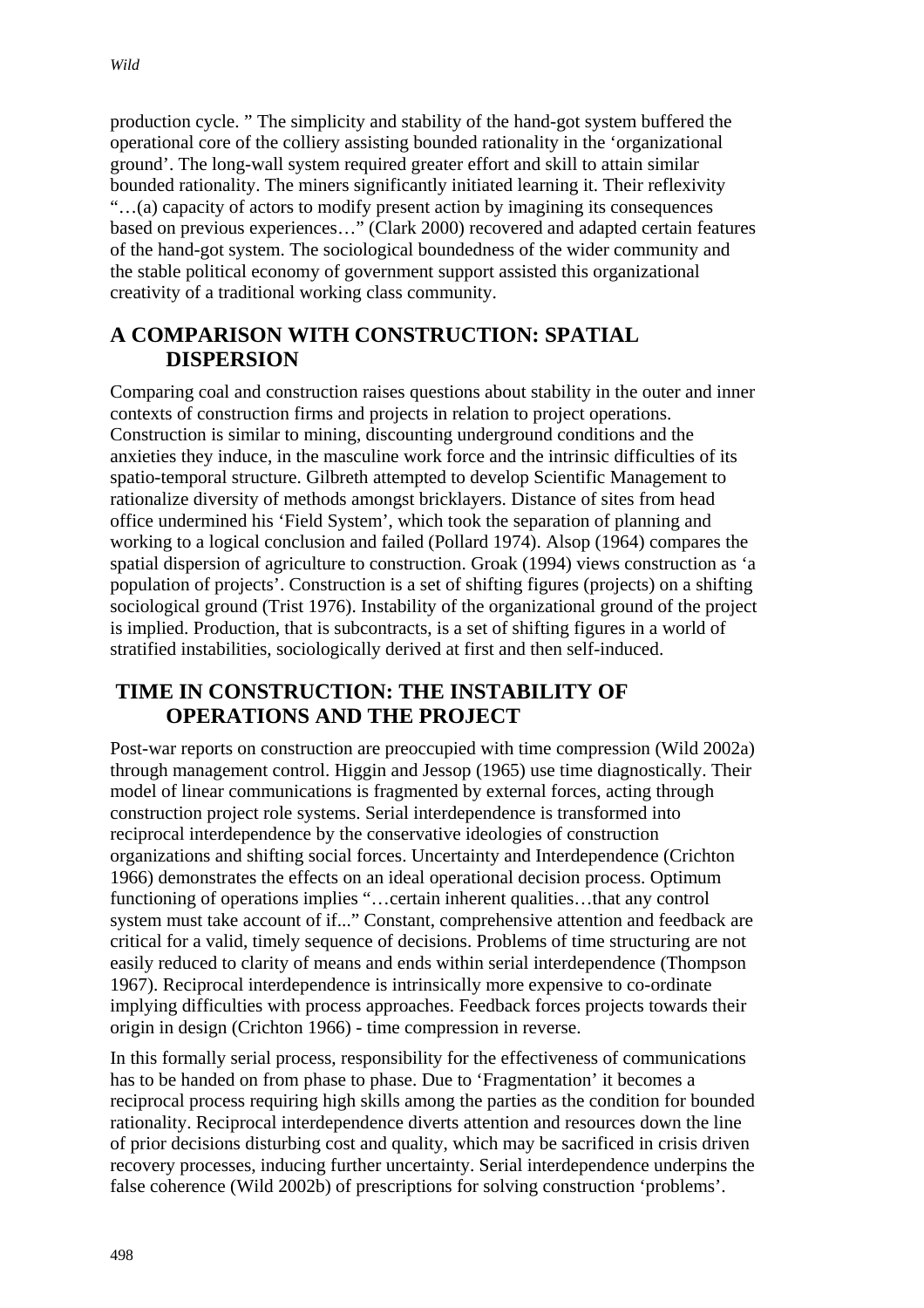production cycle. " The simplicity and stability of the hand-got system buffered the operational core of the colliery assisting bounded rationality in the 'organizational ground'. The long-wall system required greater effort and skill to attain similar bounded rationality. The miners significantly initiated learning it. Their reflexivity "…(a) capacity of actors to modify present action by imagining its consequences based on previous experiences…" (Clark 2000) recovered and adapted certain features of the hand-got system. The sociological boundedness of the wider community and the stable political economy of government support assisted this organizational creativity of a traditional working class community.

## A COMPARISON WITH CONSTRUCTION: SPATIAL DISPERSION

Comparing coal and construction raises questions about stability in the outer and inner contexts of construction firms and projects in relation to project operations. Construction is similar to mining, discounting underground conditions and the anxieties they induce, in the masculine work force and the intrinsic difficulties of its spatio-temporal structure. Gilbreth attempted to develop Scientific Management to rationalize diversity of methods amongst bricklayers. Distance of sites from head office undermined his 'Field System', which took the separation of planning and working to a logical conclusion and failed (Pollard 1974). Alsop (1964) compares the spatial dispersion of agriculture to construction. Groak (1994) views construction as 'a population of projects'. Construction is a set of shifting figures (projects) on a shifting sociological ground (Trist 1976). Instability of the organizational ground of the project is implied. Production, that is subcontracts, is a set of shifting figures in a world of stratified instabilities, sociologically derived at first and then self-induced.

## TIME IN CONSTRUCTION: THE INSTABILITY OF OPERATIONS AND THE PROJECT

Post-war reports on construction are preoccupied with time compression (Wild 2002a) through management control. Higgin and Jessop (1965) use time diagnostically. Their model of linear communications is fragmented by external forces, acting through construction project role systems. Serial interdependence is transformed into reciprocal interdependence by the conservative ideologies of construction organizations and shifting social forces. Uncertainty and Interdependence (Crichton 1966) demonstrates the effects on an ideal operational decision process. Optimum functioning of operations implies "…certain inherent qualities…that any control system must take account of if..." Constant, comprehensive attention and feedback are critical for a valid, timely sequence of decisions. Problems of time structuring are not easily reduced to clarity of means and ends within serial interdependence (Thompson 1967). Reciprocal interdependence is intrinsically more expensive to co-ordinate implying difficulties with process approaches. Feedback forces projects towards their origin in design (Crichton 1966) - time compression in reverse.

In this formally serial process, responsibility for the effectiveness of communications has to be handed on from phase to phase. Due to 'Fragmentation' it becomes a reciprocal process requiring high skills among the parties as the condition for bounded rationality. Reciprocal interdependence diverts attention and resources down the line of prior decisions disturbing cost and quality, which may be sacrificed in crisis driven recovery processes, inducing further uncertainty. Serial interdependence underpins the false coherence (Wild 2002b) of prescriptions for solving construction 'problems'.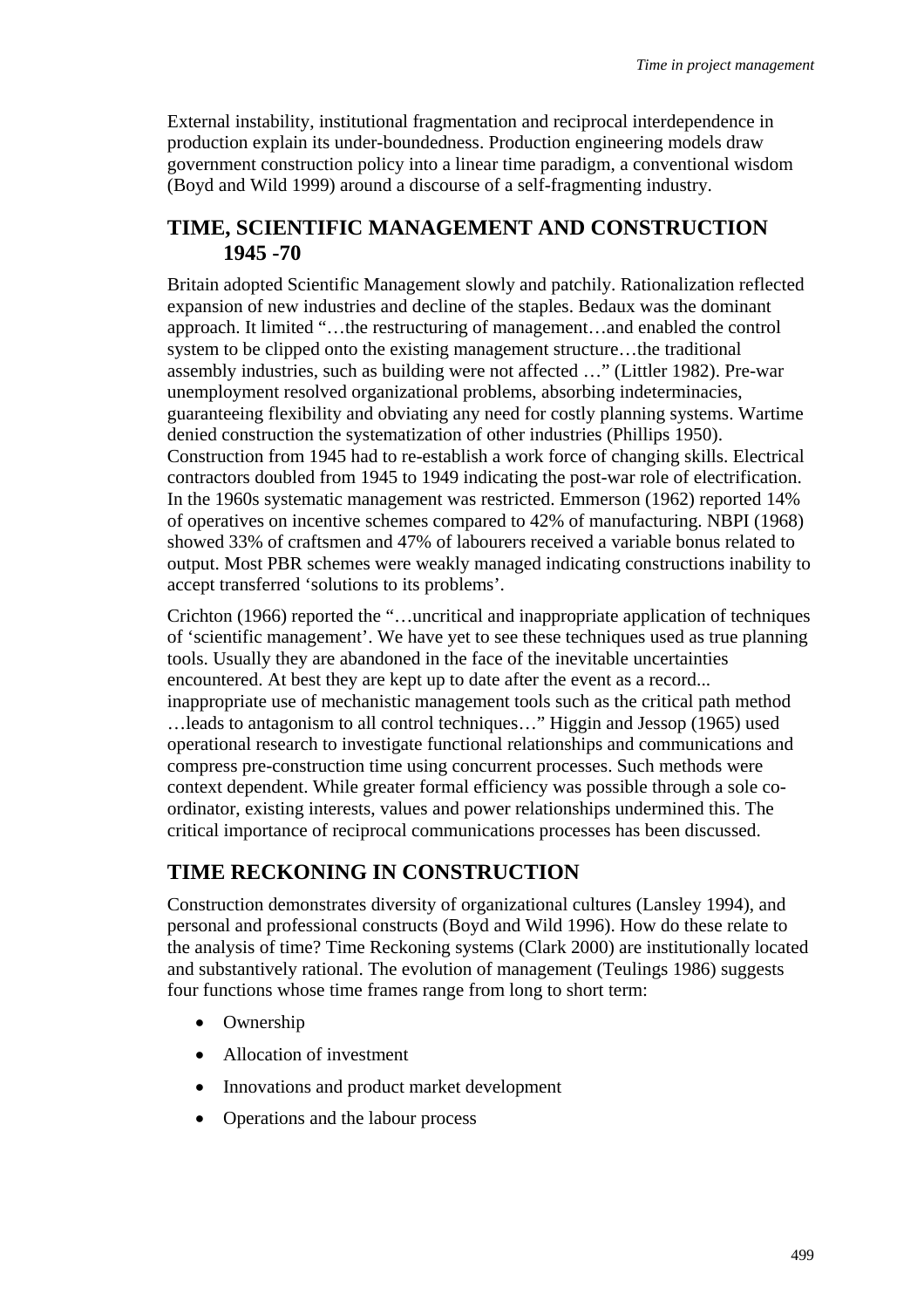External instability, institutional fragmentation and reciprocal interdependence in production explain its under-boundedness. Production engineering models draw government construction policy into a linear time paradigm, a conventional wisdom (Boyd and Wild 1999) around a discourse of a self-fragmenting industry.

## TIME, SCIENTIFIC MANAGEMENT AND CONSTRUCTION 1945 -70

Britain adopted Scientific Management slowly and patchily. Rationalization reflected expansion of new industries and decline of the staples. Bedaux was the dominant approach. It limited "…the restructuring of management…and enabled the control system to be clipped onto the existing management structure…the traditional assembly industries, such as building were not affected …" (Littler 1982). Pre-war unemployment resolved organizational problems, absorbing indeterminacies, guaranteeing flexibility and obviating any need for costly planning systems. Wartime denied construction the systematization of other industries (Phillips 1950). Construction from 1945 had to re-establish a work force of changing skills. Electrical contractors doubled from 1945 to 1949 indicating the post-war role of electrification. In the 1960s systematic management was restricted. Emmerson (1962) reported 14% of operatives on incentive schemes compared to 42% of manufacturing. NBPI (1968) showed 33% of craftsmen and 47% of labourers received a variable bonus related to output. Most PBR schemes were weakly managed indicating constructions inability to accept transferred 'solutions to its problems'.

Crichton (1966) reported the "…uncritical and inappropriate application of techniques of 'scientific management'. We have yet to see these techniques used as true planning tools. Usually they are abandoned in the face of the inevitable uncertainties encountered. At best they are kept up to date after the event as a record... inappropriate use of mechanistic management tools such as the critical path method …leads to antagonism to all control techniques…" Higgin and Jessop (1965) used operational research to investigate functional relationships and communications and compress pre-construction time using concurrent processes. Such methods were context dependent. While greater formal efficiency was possible through a sole co-ordinator, existing interests, values and power relationships undermined this. The critical importance of reciprocal communications processes has been discussed.

## TIME RECKONING IN CONSTRUCTION

Construction demonstrates diversity of organizational cultures (Lansley 1994), and personal and professional constructs (Boyd and Wild 1996). How do these relate to the analysis of time? Time Reckoning systems (Clark 2000) are institutionally located and substantively rational. The evolution of management (Teulings 1986) suggests four functions whose time frames range from long to short term:

- Ownership
- Allocation of investment
- Innovations and product market development
- Operations and the labour process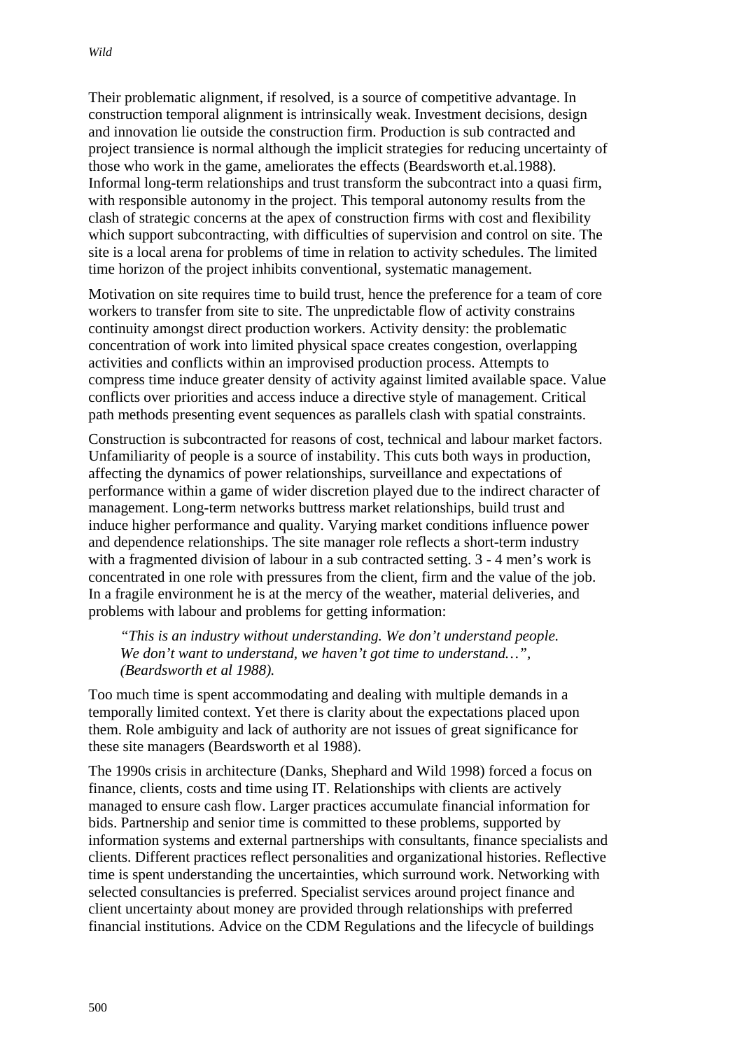Their problematic alignment, if resolved, is a source of competitive advantage. In construction temporal alignment is intrinsically weak. Investment decisions, design and innovation lie outside the construction firm. Production is sub contracted and project transience is normal although the implicit strategies for reducing uncertainty of those who work in the game, ameliorates the effects (Beardsworth et.al.1988). Informal long-term relationships and trust transform the subcontract into a quasi firm, with responsible autonomy in the project. This temporal autonomy results from the clash of strategic concerns at the apex of construction firms with cost and flexibility which support subcontracting, with difficulties of supervision and control on site. The site is a local arena for problems of time in relation to activity schedules. The limited time horizon of the project inhibits conventional, systematic management.

Motivation on site requires time to build trust, hence the preference for a team of core workers to transfer from site to site. The unpredictable flow of activity constrains continuity amongst direct production workers. Activity density: the problematic concentration of work into limited physical space creates congestion, overlapping activities and conflicts within an improvised production process. Attempts to compress time induce greater density of activity against limited available space. Value conflicts over priorities and access induce a directive style of management. Critical path methods presenting event sequences as parallels clash with spatial constraints.

Construction is subcontracted for reasons of cost, technical and labour market factors. Unfamiliarity of people is a source of instability. This cuts both ways in production, affecting the dynamics of power relationships, surveillance and expectations of performance within a game of wider discretion played due to the indirect character of management. Long-term networks buttress market relationships, build trust and induce higher performance and quality. Varying market conditions influence power and dependence relationships. The site manager role reflects a short-term industry with a fragmented division of labour in a sub contracted setting. 3 - 4 men's work is concentrated in one role with pressures from the client, firm and the value of the job. In a fragile environment he is at the mercy of the weather, material deliveries, and problems with labour and problems for getting information:

> *"This is an industry without understanding. We don't understand people. We don't want to understand, we haven't got time to understand…", (Beardsworth et al 1988).*

Too much time is spent accommodating and dealing with multiple demands in a temporally limited context. Yet there is clarity about the expectations placed upon them. Role ambiguity and lack of authority are not issues of great significance for these site managers (Beardsworth et al 1988).

The 1990s crisis in architecture (Danks, Shephard and Wild 1998) forced a focus on finance, clients, costs and time using IT. Relationships with clients are actively managed to ensure cash flow. Larger practices accumulate financial information for bids. Partnership and senior time is committed to these problems, supported by information systems and external partnerships with consultants, finance specialists and clients. Different practices reflect personalities and organizational histories. Reflective time is spent understanding the uncertainties, which surround work. Networking with selected consultancies is preferred. Specialist services around project finance and client uncertainty about money are provided through relationships with preferred financial institutions. Advice on the CDM Regulations and the lifecycle of buildings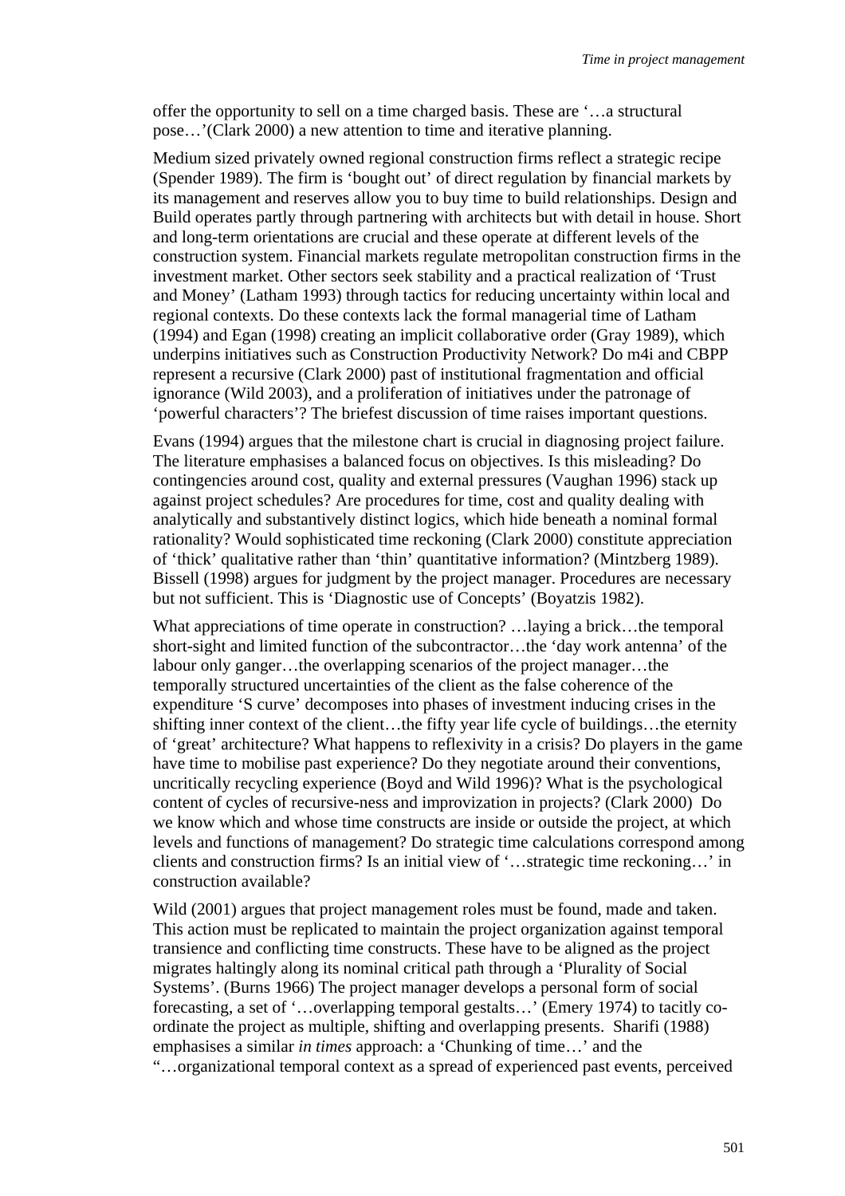offer the opportunity to sell on a time charged basis. These are '…a structural pose…'(Clark 2000) a new attention to time and iterative planning.

Medium sized privately owned regional construction firms reflect a strategic recipe (Spender 1989). The firm is 'bought out' of direct regulation by financial markets by its management and reserves allow you to buy time to build relationships. Design and Build operates partly through partnering with architects but with detail in house. Short and long-term orientations are crucial and these operate at different levels of the construction system. Financial markets regulate metropolitan construction firms in the investment market. Other sectors seek stability and a practical realization of 'Trust and Money' (Latham 1993) through tactics for reducing uncertainty within local and regional contexts. Do these contexts lack the formal managerial time of Latham (1994) and Egan (1998) creating an implicit collaborative order (Gray 1989), which underpins initiatives such as Construction Productivity Network? Do m4i and CBPP represent a recursive (Clark 2000) past of institutional fragmentation and official ignorance (Wild 2003), and a proliferation of initiatives under the patronage of 'powerful characters'? The briefest discussion of time raises important questions.

Evans (1994) argues that the milestone chart is crucial in diagnosing project failure. The literature emphasises a balanced focus on objectives. Is this misleading? Do contingencies around cost, quality and external pressures (Vaughan 1996) stack up against project schedules? Are procedures for time, cost and quality dealing with analytically and substantively distinct logics, which hide beneath a nominal formal rationality? Would sophisticated time reckoning (Clark 2000) constitute appreciation of 'thick' qualitative rather than 'thin' quantitative information? (Mintzberg 1989). Bissell (1998) argues for judgment by the project manager. Procedures are necessary but not sufficient. This is 'Diagnostic use of Concepts' (Boyatzis 1982).

What appreciations of time operate in construction? …laying a brick…the temporal short-sight and limited function of the subcontractor…the 'day work antenna' of the labour only ganger…the overlapping scenarios of the project manager…the temporally structured uncertainties of the client as the false coherence of the expenditure 'S curve' decomposes into phases of investment inducing crises in the shifting inner context of the client…the fifty year life cycle of buildings…the eternity of 'great' architecture? What happens to reflexivity in a crisis? Do players in the game have time to mobilise past experience? Do they negotiate around their conventions, uncritically recycling experience (Boyd and Wild 1996)? What is the psychological content of cycles of recursive-ness and improvization in projects? (Clark 2000) Do we know which and whose time constructs are inside or outside the project, at which levels and functions of management? Do strategic time calculations correspond among clients and construction firms? Is an initial view of '…strategic time reckoning…' in construction available?

Wild (2001) argues that project management roles must be found, made and taken. This action must be replicated to maintain the project organization against temporal transience and conflicting time constructs. These have to be aligned as the project migrates haltingly along its nominal critical path through a 'Plurality of Social Systems'. (Burns 1966) The project manager develops a personal form of social forecasting, a set of '…overlapping temporal gestalts…' (Emery 1974) to tacitly co-ordinate the project as multiple, shifting and overlapping presents. Sharifi (1988) emphasises a similar *in times* approach: a 'Chunking of time…' and the "…organizational temporal context as a spread of experienced past events, perceived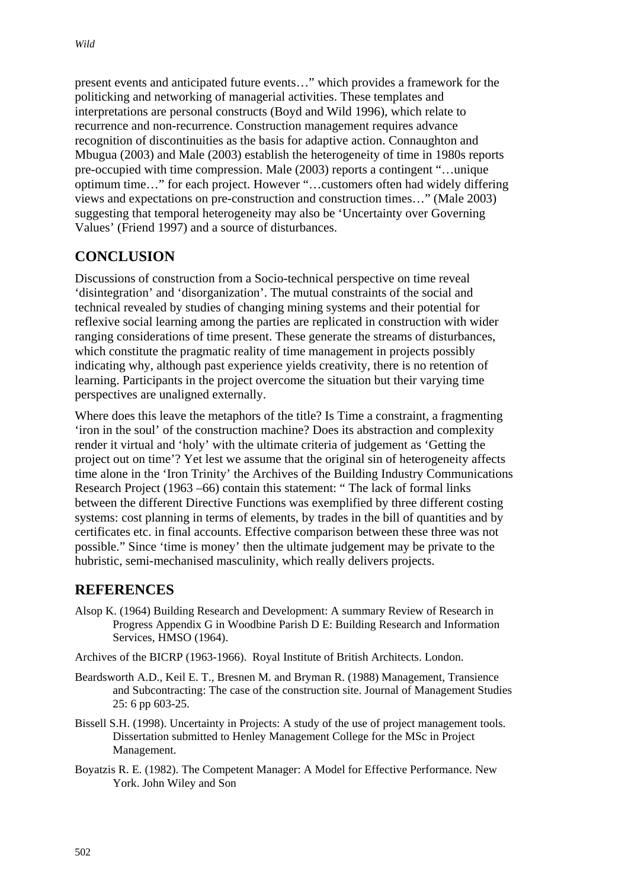present events and anticipated future events…" which provides a framework for the politicking and networking of managerial activities. These templates and interpretations are personal constructs (Boyd and Wild 1996), which relate to recurrence and non-recurrence. Construction management requires advance recognition of discontinuities as the basis for adaptive action. Connaughton and Mbugua (2003) and Male (2003) establish the heterogeneity of time in 1980s reports pre-occupied with time compression. Male (2003) reports a contingent "…unique optimum time…" for each project. However "…customers often had widely differing views and expectations on pre-construction and construction times…" (Male 2003) suggesting that temporal heterogeneity may also be 'Uncertainty over Governing Values' (Friend 1997) and a source of disturbances.

## CONCLUSION

Discussions of construction from a Socio-technical perspective on time reveal 'disintegration' and 'disorganization'. The mutual constraints of the social and technical revealed by studies of changing mining systems and their potential for reflexive social learning among the parties are replicated in construction with wider ranging considerations of time present. These generate the streams of disturbances, which constitute the pragmatic reality of time management in projects possibly indicating why, although past experience yields creativity, there is no retention of learning. Participants in the project overcome the situation but their varying time perspectives are unaligned externally.

Where does this leave the metaphors of the title? Is Time a constraint, a fragmenting 'iron in the soul' of the construction machine? Does its abstraction and complexity render it virtual and 'holy' with the ultimate criteria of judgement as 'Getting the project out on time'? Yet lest we assume that the original sin of heterogeneity affects time alone in the 'Iron Trinity' the Archives of the Building Industry Communications Research Project (1963 –66) contain this statement: " The lack of formal links between the different Directive Functions was exemplified by three different costing systems: cost planning in terms of elements, by trades in the bill of quantities and by certificates etc. in final accounts. Effective comparison between these three was not possible." Since 'time is money' then the ultimate judgement may be private to the hubristic, semi-mechanised masculinity, which really delivers projects.

## REFERENCES

Alsop K. (1964) Building Research and Development: A summary Review of Research in Progress Appendix G in Woodbine Parish D E: Building Research and Information Services, HMSO (1964).

Archives of the BICRP (1963-1966). Royal Institute of British Architects. London.

Beardsworth A.D., Keil E. T., Bresnen M. and Bryman R. (1988) Management, Transience and Subcontracting: The case of the construction site. Journal of Management Studies 25: 6 pp 603-25.

Bissell S.H. (1998). Uncertainty in Projects: A study of the use of project management tools. Dissertation submitted to Henley Management College for the MSc in Project Management.

Boyatzis R. E. (1982). The Competent Manager: A Model for Effective Performance. New York. John Wiley and Son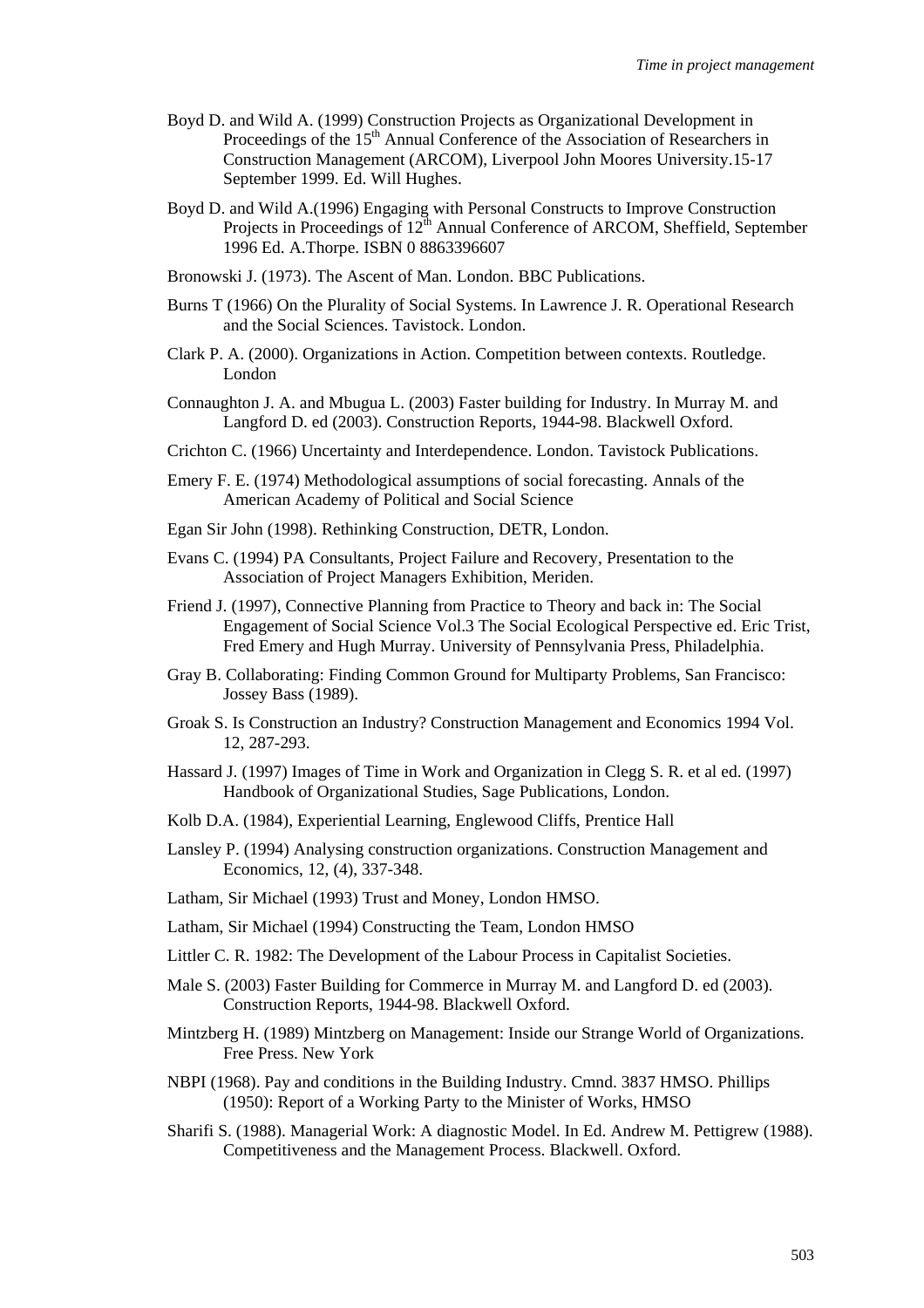Boyd D. and Wild A. (1999) Construction Projects as Organizational Development in Proceedings of the 15th Annual Conference of the Association of Researchers in Construction Management (ARCOM), Liverpool John Moores University.15-17 September 1999. Ed. Will Hughes.

Boyd D. and Wild A.(1996) Engaging with Personal Constructs to Improve Construction Projects in Proceedings of 12th Annual Conference of ARCOM, Sheffield, September 1996 Ed. A.Thorpe. ISBN 0 8863396607

Bronowski J. (1973). The Ascent of Man. London. BBC Publications.

Burns T (1966) On the Plurality of Social Systems. In Lawrence J. R. Operational Research and the Social Sciences. Tavistock. London.

Clark P. A. (2000). Organizations in Action. Competition between contexts. Routledge. London

Connaughton J. A. and Mbugua L. (2003) Faster building for Industry. In Murray M. and Langford D. ed (2003). Construction Reports, 1944-98. Blackwell Oxford.

Crichton C. (1966) Uncertainty and Interdependence. London. Tavistock Publications.

Emery F. E. (1974) Methodological assumptions of social forecasting. Annals of the American Academy of Political and Social Science

Egan Sir John (1998). Rethinking Construction, DETR, London.

Evans C. (1994) PA Consultants, Project Failure and Recovery, Presentation to the Association of Project Managers Exhibition, Meriden.

Friend J. (1997), Connective Planning from Practice to Theory and back in: The Social Engagement of Social Science Vol.3 The Social Ecological Perspective ed. Eric Trist, Fred Emery and Hugh Murray. University of Pennsylvania Press, Philadelphia.

Gray B. Collaborating: Finding Common Ground for Multiparty Problems, San Francisco: Jossey Bass (1989).

Groak S. Is Construction an Industry? Construction Management and Economics 1994 Vol. 12, 287-293.

Hassard J. (1997) Images of Time in Work and Organization in Clegg S. R. et al ed. (1997) Handbook of Organizational Studies, Sage Publications, London.

Kolb D.A. (1984), Experiential Learning, Englewood Cliffs, Prentice Hall

Lansley P. (1994) Analysing construction organizations. Construction Management and Economics, 12, (4), 337-348.

Latham, Sir Michael (1993) Trust and Money, London HMSO.

Latham, Sir Michael (1994) Constructing the Team, London HMSO

Littler C. R. 1982: The Development of the Labour Process in Capitalist Societies.

Male S. (2003) Faster Building for Commerce in Murray M. and Langford D. ed (2003). Construction Reports, 1944-98. Blackwell Oxford.

Mintzberg H. (1989) Mintzberg on Management: Inside our Strange World of Organizations. Free Press. New York

NBPI (1968). Pay and conditions in the Building Industry. Cmnd. 3837 HMSO. Phillips (1950): Report of a Working Party to the Minister of Works, HMSO

Sharifi S. (1988). Managerial Work: A diagnostic Model. In Ed. Andrew M. Pettigrew (1988). Competitiveness and the Management Process. Blackwell. Oxford.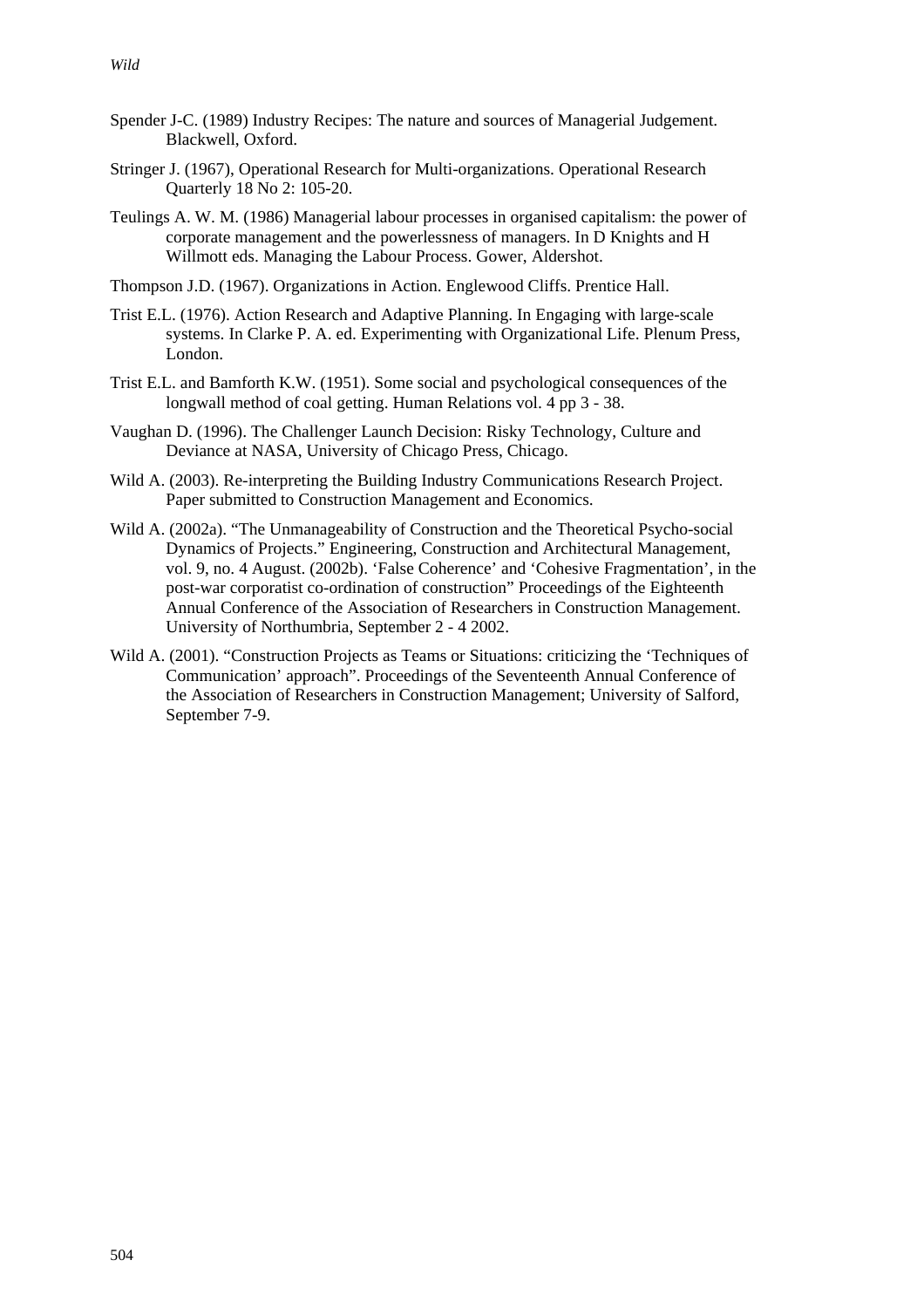Spender J-C. (1989) Industry Recipes: The nature and sources of Managerial Judgement. Blackwell, Oxford.

Stringer J. (1967), Operational Research for Multi-organizations. Operational Research Quarterly 18 No 2: 105-20.

Teulings A. W. M. (1986) Managerial labour processes in organised capitalism: the power of corporate management and the powerlessness of managers. In D Knights and H Willmott eds. Managing the Labour Process. Gower, Aldershot.

Thompson J.D. (1967). Organizations in Action. Englewood Cliffs. Prentice Hall.

Trist E.L. (1976). Action Research and Adaptive Planning. In Engaging with large-scale systems. In Clarke P. A. ed. Experimenting with Organizational Life. Plenum Press, London.

Trist E.L. and Bamforth K.W. (1951). Some social and psychological consequences of the longwall method of coal getting. Human Relations vol. 4 pp 3 - 38.

Vaughan D. (1996). The Challenger Launch Decision: Risky Technology, Culture and Deviance at NASA, University of Chicago Press, Chicago.

Wild A. (2003). Re-interpreting the Building Industry Communications Research Project. Paper submitted to Construction Management and Economics.

Wild A. (2002a). "The Unmanageability of Construction and the Theoretical Psycho-social Dynamics of Projects." Engineering, Construction and Architectural Management, vol. 9, no. 4 August. (2002b). 'False Coherence' and 'Cohesive Fragmentation', in the post-war corporatist co-ordination of construction" Proceedings of the Eighteenth Annual Conference of the Association of Researchers in Construction Management. University of Northumbria, September 2 - 4 2002.

Wild A. (2001). "Construction Projects as Teams or Situations: criticizing the 'Techniques of Communication' approach". Proceedings of the Seventeenth Annual Conference of the Association of Researchers in Construction Management; University of Salford, September 7-9.